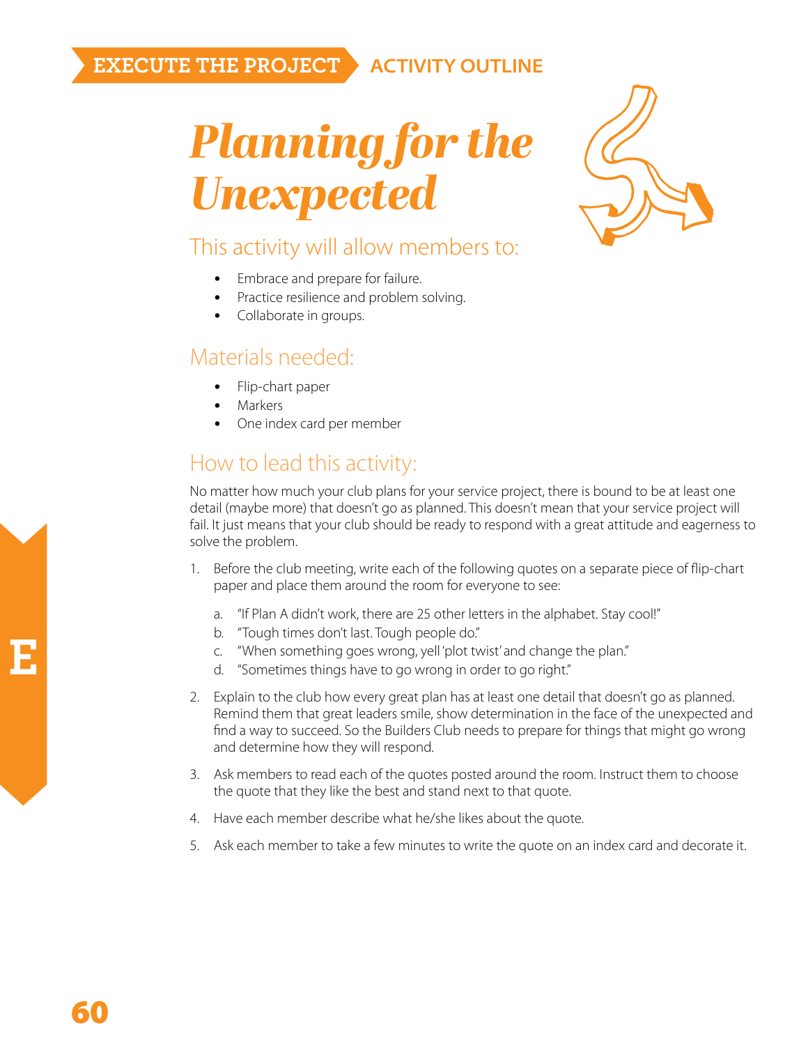EXECUTE THE PROJECT | ACTIVITY OUTLINE

# *Planning for the Unexpected*

## This activity will allow members to:

- Embrace and prepare for failure.
- Practice resilience and problem solving.
- Collaborate in groups.

## Materials needed:

- Flip-chart paper
- Markers
- One index card per member

## How to lead this activity:

No matter how much your club plans for your service project, there is bound to be at least one detail (maybe more) that doesn't go as planned. This doesn't mean that your service project will fail. It just means that your club should be ready to respond with a great attitude and eagerness to solve the problem.

1. Before the club meeting, write each of the following quotes on a separate piece of flip-chart paper and place them around the room for everyone to see:
   a. "If Plan A didn't work, there are 25 other letters in the alphabet. Stay cool!"
   b. "Tough times don't last. Tough people do."
   c. "When something goes wrong, yell 'plot twist' and change the plan."
   d. "Sometimes things have to go wrong in order to go right."
2. Explain to the club how every great plan has at least one detail that doesn't go as planned. Remind them that great leaders smile, show determination in the face of the unexpected and find a way to succeed. So the Builders Club needs to prepare for things that might go wrong and determine how they will respond.
3. Ask members to read each of the quotes posted around the room. Instruct them to choose the quote that they like the best and stand next to that quote.
4. Have each member describe what he/she likes about the quote.
5. Ask each member to take a few minutes to write the quote on an index card and decorate it.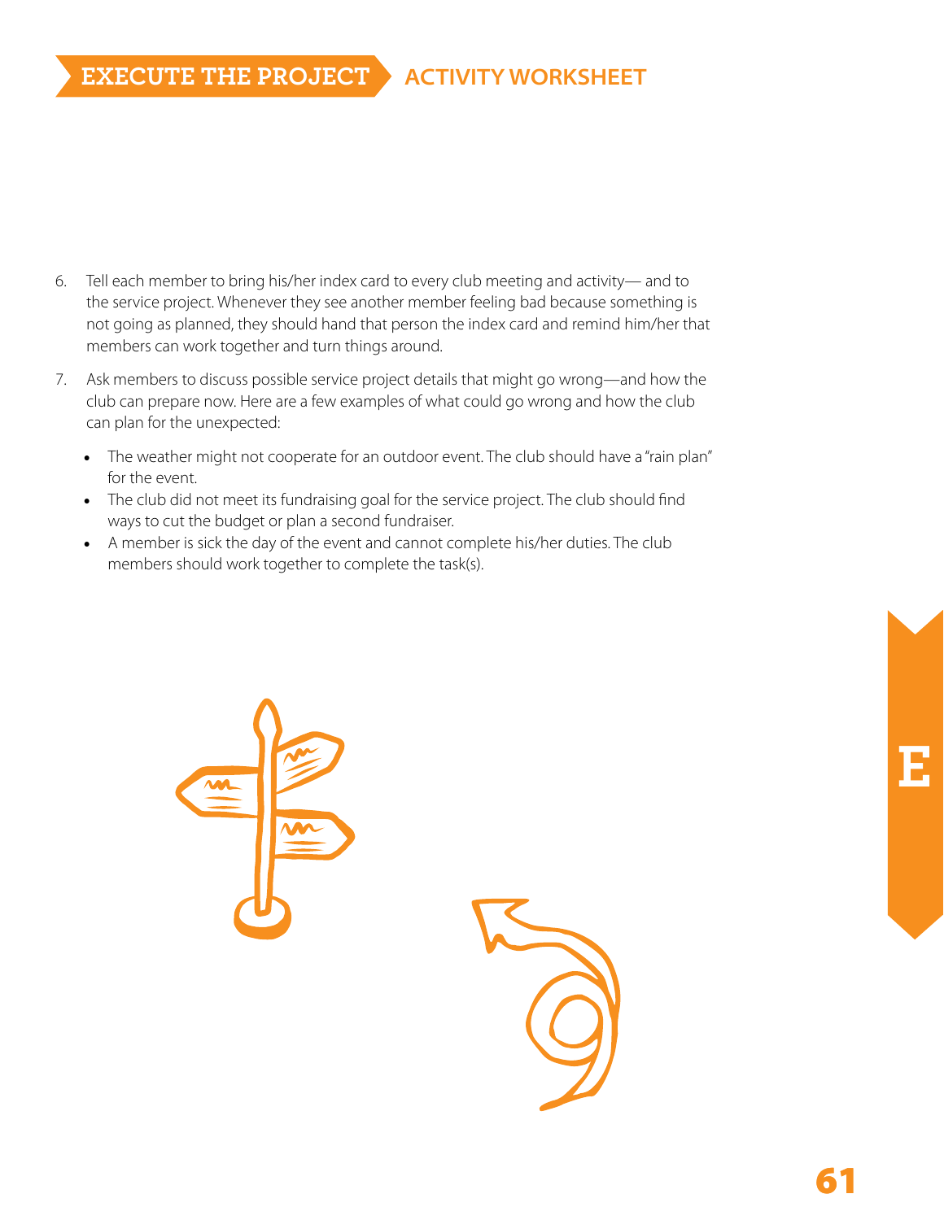## EXECUTE THE PROJECT ACTIVITY WORKSHEET

6. Tell each member to bring his/her index card to every club meeting and activity— and to the service project. Whenever they see another member feeling bad because something is not going as planned, they should hand that person the index card and remind him/her that members can work together and turn things around.

7. Ask members to discuss possible service project details that might go wrong—and how the club can prepare now. Here are a few examples of what could go wrong and how the club can plan for the unexpected:

   - The weather might not cooperate for an outdoor event. The club should have a "rain plan" for the event.
   - The club did not meet its fundraising goal for the service project. The club should find ways to cut the budget or plan a second fundraiser.
   - A member is sick the day of the event and cannot complete his/her duties. The club members should work together to complete the task(s).